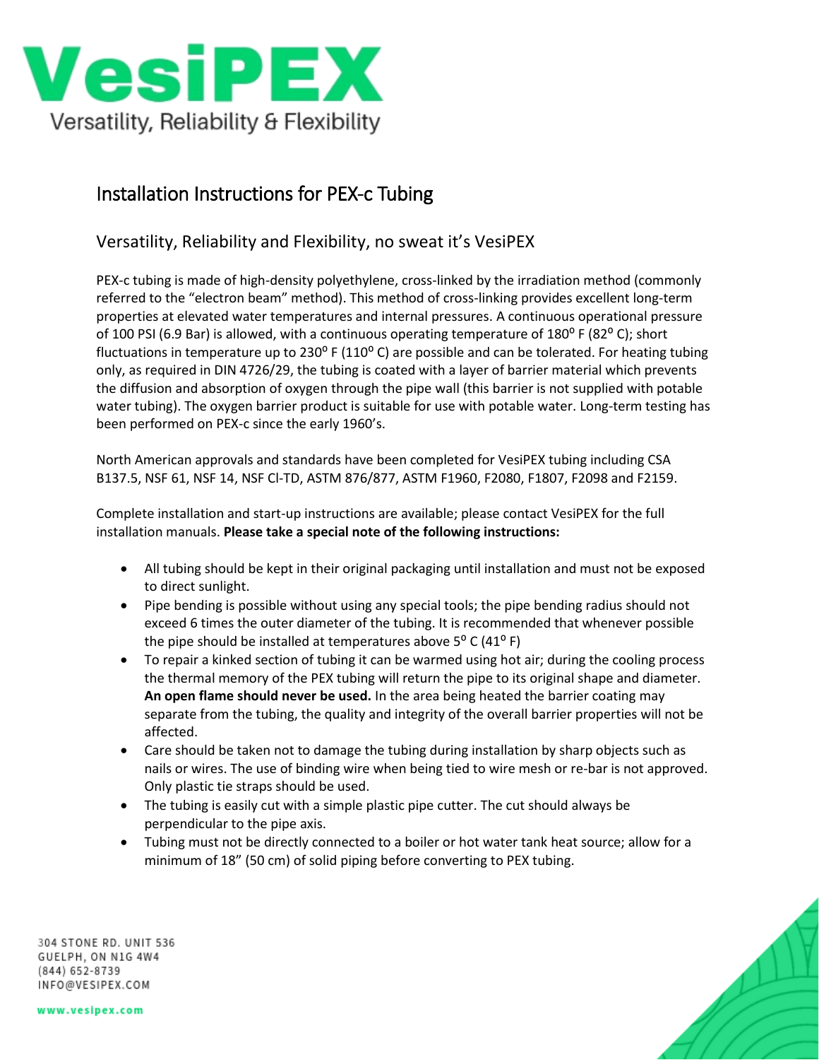# VesiPEX

Versatility, Reliability & Flexibility

## Installation Instructions for PEX-c Tubing

### Versatility, Reliability and Flexibility, no sweat it's VesiPEX

PEX-c tubing is made of high-density polyethylene, cross-linked by the irradiation method (commonly referred to the "electron beam" method). This method of cross-linking provides excellent long-term properties at elevated water temperatures and internal pressures. A continuous operational pressure of 100 PSI (6.9 Bar) is allowed, with a continuous operating temperature of 180° F (82° C); short fluctuations in temperature up to 230° F (110° C) are possible and can be tolerated. For heating tubing only, as required in DIN 4726/29, the tubing is coated with a layer of barrier material which prevents the diffusion and absorption of oxygen through the pipe wall (this barrier is not supplied with potable water tubing). The oxygen barrier product is suitable for use with potable water. Long-term testing has been performed on PEX-c since the early 1960's.

North American approvals and standards have been completed for VesiPEX tubing including CSA B137.5, NSF 61, NSF 14, NSF Cl-TD, ASTM 876/877, ASTM F1960, F2080, F1807, F2098 and F2159.

Complete installation and start-up instructions are available; please contact VesiPEX for the full installation manuals. **Please take a special note of the following instructions:**

- All tubing should be kept in their original packaging until installation and must not be exposed to direct sunlight.
- Pipe bending is possible without using any special tools; the pipe bending radius should not exceed 6 times the outer diameter of the tubing. It is recommended that whenever possible the pipe should be installed at temperatures above 5° C (41° F)
- To repair a kinked section of tubing it can be warmed using hot air; during the cooling process the thermal memory of the PEX tubing will return the pipe to its original shape and diameter. **An open flame should never be used.** In the area being heated the barrier coating may separate from the tubing, the quality and integrity of the overall barrier properties will not be affected.
- Care should be taken not to damage the tubing during installation by sharp objects such as nails or wires. The use of binding wire when being tied to wire mesh or re-bar is not approved. Only plastic tie straps should be used.
- The tubing is easily cut with a simple plastic pipe cutter. The cut should always be perpendicular to the pipe axis.
- Tubing must not be directly connected to a boiler or hot water tank heat source; allow for a minimum of 18" (50 cm) of solid piping before converting to PEX tubing.

304 STONE RD. UNIT 536
GUELPH, ON N1G 4W4
(844) 652-8739
INFO@VESIPEX.COM

www.vesipex.com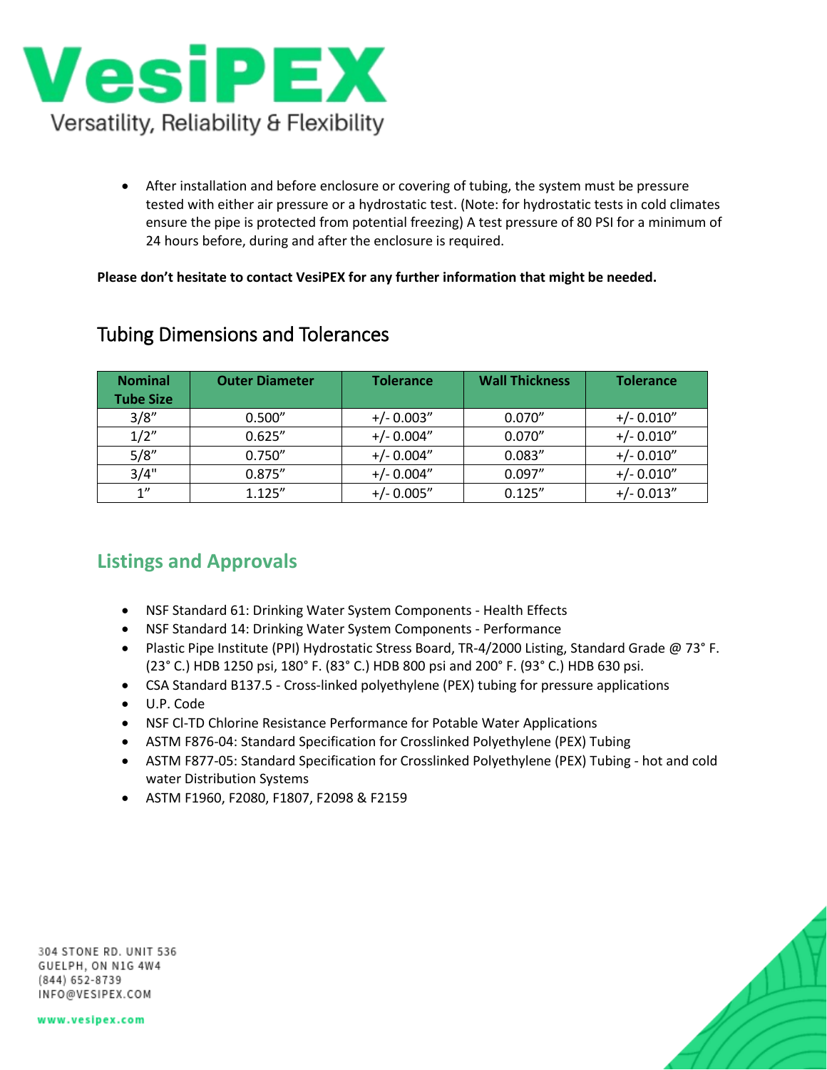- After installation and before enclosure or covering of tubing, the system must be pressure tested with either air pressure or a hydrostatic test. (Note: for hydrostatic tests in cold climates ensure the pipe is protected from potential freezing) A test pressure of 80 PSI for a minimum of 24 hours before, during and after the enclosure is required.

**Please don't hesitate to contact VesiPEX for any further information that might be needed.**

## Tubing Dimensions and Tolerances

| Nominal Tube Size | Outer Diameter | Tolerance | Wall Thickness | Tolerance |
|---|---|---|---|---|
| 3/8" | 0.500" | +/- 0.003" | 0.070" | +/- 0.010" |
| 1/2" | 0.625" | +/- 0.004" | 0.070" | +/- 0.010" |
| 5/8" | 0.750" | +/- 0.004" | 0.083" | +/- 0.010" |
| 3/4" | 0.875" | +/- 0.004" | 0.097" | +/- 0.010" |
| 1" | 1.125" | +/- 0.005" | 0.125" | +/- 0.013" |

## Listings and Approvals

- NSF Standard 61: Drinking Water System Components - Health Effects
- NSF Standard 14: Drinking Water System Components - Performance
- Plastic Pipe Institute (PPI) Hydrostatic Stress Board, TR-4/2000 Listing, Standard Grade @ 73° F. (23° C.) HDB 1250 psi, 180° F. (83° C.) HDB 800 psi and 200° F. (93° C.) HDB 630 psi.
- CSA Standard B137.5 - Cross-linked polyethylene (PEX) tubing for pressure applications
- U.P. Code
- NSF Cl-TD Chlorine Resistance Performance for Potable Water Applications
- ASTM F876-04: Standard Specification for Crosslinked Polyethylene (PEX) Tubing
- ASTM F877-05: Standard Specification for Crosslinked Polyethylene (PEX) Tubing - hot and cold water Distribution Systems
- ASTM F1960, F2080, F1807, F2098 & F2159

304 STONE RD. UNIT 536
GUELPH, ON N1G 4W4
(844) 652-8739
INFO@VESIPEX.COM

www.vesipex.com